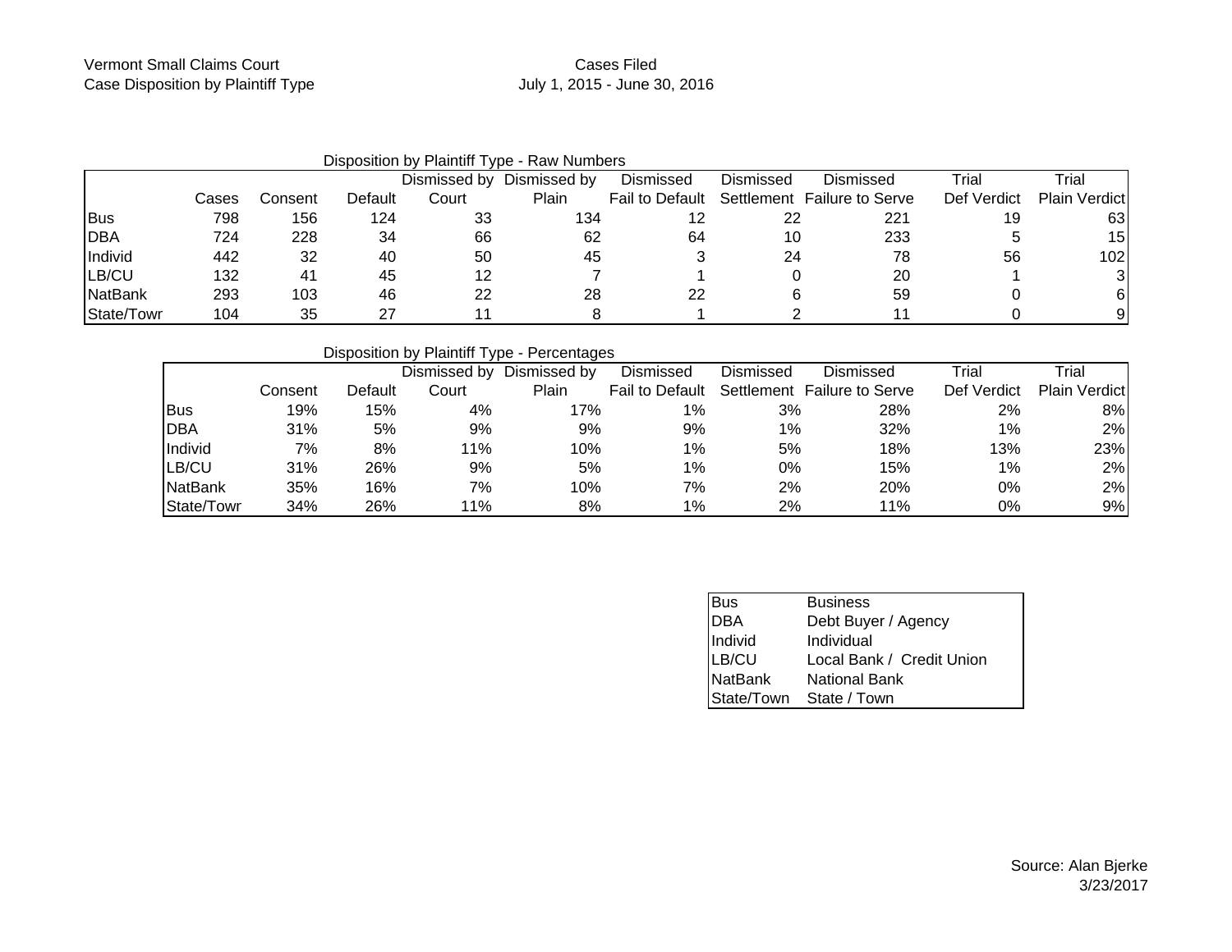Vermont Small Claims Court
Case Disposition by Plaintiff Type

Cases Filed
July 1, 2015 - June 30, 2016

Disposition by Plaintiff Type - Raw Numbers

| | Cases | Consent | Default | Dismissed by Court | Dismissed by Plain | Dismissed Fail to Default | Dismissed Settlement | Dismissed Failure to Serve | Trial Def Verdict | Trial Plain Verdict |
|---|---|---|---|---|---|---|---|---|---|---|
| Bus | 798 | 156 | 124 | 33 | 134 | 12 | 22 | 221 | 19 | 63 |
| DBA | 724 | 228 | 34 | 66 | 62 | 64 | 10 | 233 | 5 | 15 |
| Individ | 442 | 32 | 40 | 50 | 45 | 3 | 24 | 78 | 56 | 102 |
| LB/CU | 132 | 41 | 45 | 12 | 7 | 1 | 0 | 20 | 1 | 3 |
| NatBank | 293 | 103 | 46 | 22 | 28 | 22 | 6 | 59 | 0 | 6 |
| State/Towr | 104 | 35 | 27 | 11 | 8 | 1 | 2 | 11 | 0 | 9 |

Disposition by Plaintiff Type - Percentages

| | Consent | Default | Dismissed by Court | Dismissed by Plain | Dismissed Fail to Default | Dismissed Settlement | Dismissed Failure to Serve | Trial Def Verdict | Trial Plain Verdict |
|---|---|---|---|---|---|---|---|---|---|
| Bus | 19% | 15% | 4% | 17% | 1% | 3% | 28% | 2% | 8% |
| DBA | 31% | 5% | 9% | 9% | 9% | 1% | 32% | 1% | 2% |
| Individ | 7% | 8% | 11% | 10% | 1% | 5% | 18% | 13% | 23% |
| LB/CU | 31% | 26% | 9% | 5% | 1% | 0% | 15% | 1% | 2% |
| NatBank | 35% | 16% | 7% | 10% | 7% | 2% | 20% | 0% | 2% |
| State/Towr | 34% | 26% | 11% | 8% | 1% | 2% | 11% | 0% | 9% |

| | |
|---|---|
| Bus | Business |
| DBA | Debt Buyer / Agency |
| Individ | Individual |
| LB/CU | Local Bank / Credit Union |
| NatBank | National Bank |
| State/Town | State / Town |

Source: Alan Bjerke
3/23/2017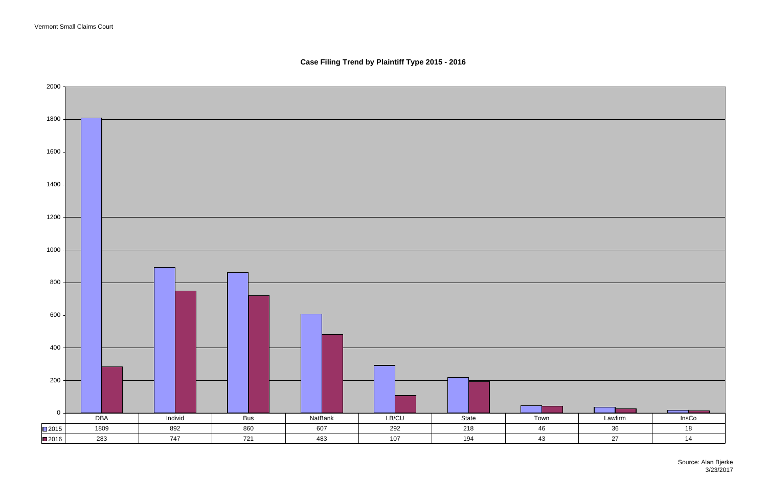Vermont Small Claims Court

## Case Filing Trend by Plantiff Type 2015 - 2016

| | DBA | Individ | Bus | NatBank | LB/CU | State | Town | Lawfirm | InsCo |
|---|---|---|---|---|---|---|---|---|---|
| 2015 | 1809 | 892 | 860 | 607 | 292 | 218 | 46 | 36 | 18 |
| 2016 | 283 | 747 | 721 | 483 | 107 | 194 | 43 | 27 | 14 |

Source: Alan Bjerke
3/23/2017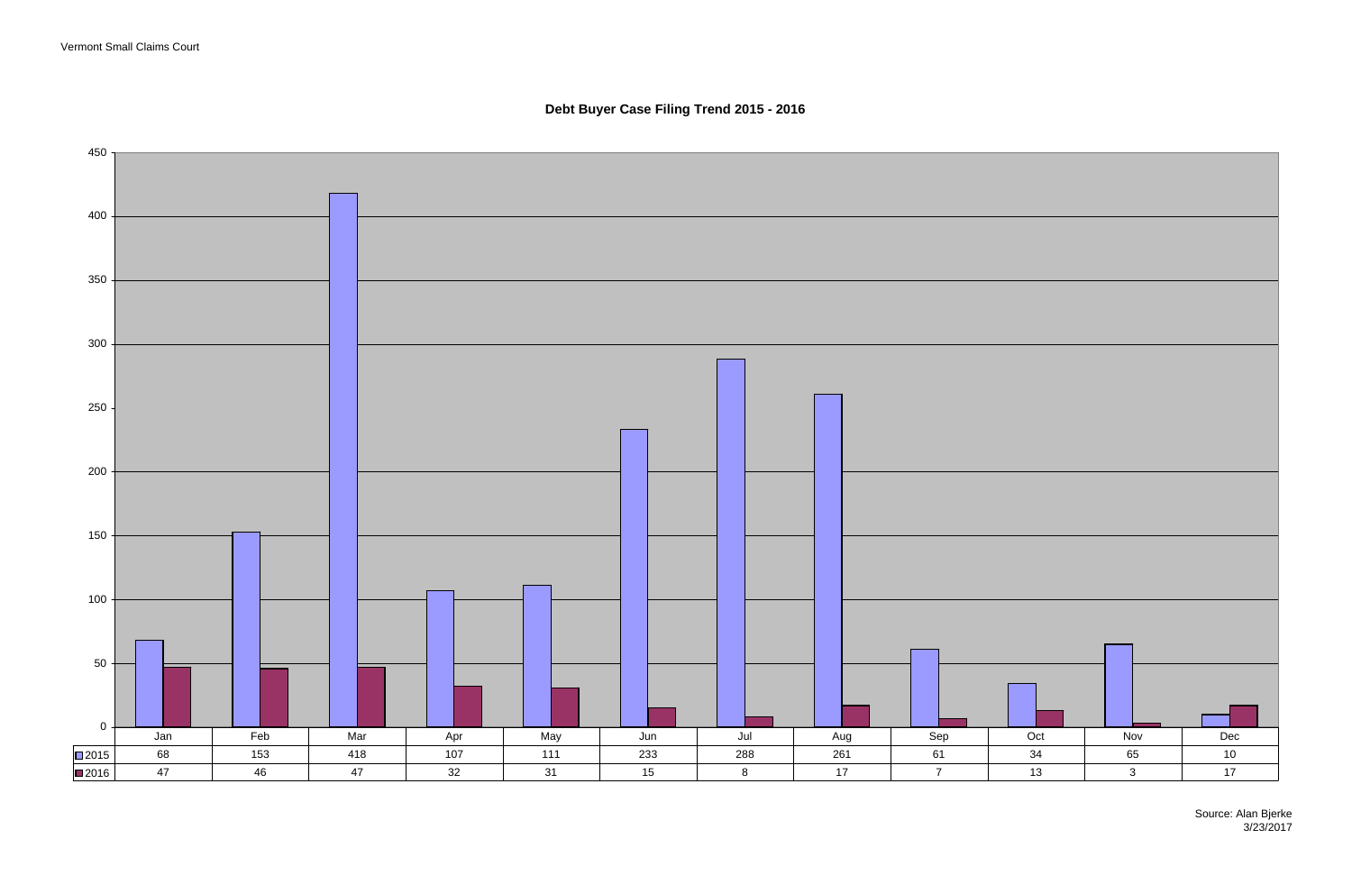Vermont Small Claims Court

## Debt Buyer Case Filing Trend 2015 - 2016

| | Jan | Feb | Mar | Apr | May | Jun | Jul | Aug | Sep | Oct | Nov | Dec |
|---|---|---|---|---|---|---|---|---|---|---|---|---|
| 2015 | 68 | 153 | 418 | 107 | 111 | 233 | 288 | 261 | 61 | 34 | 65 | 10 |
| 2016 | 47 | 46 | 47 | 32 | 31 | 15 | 8 | 17 | 7 | 13 | 3 | 17 |

Source: Alan Bjerke
3/23/2017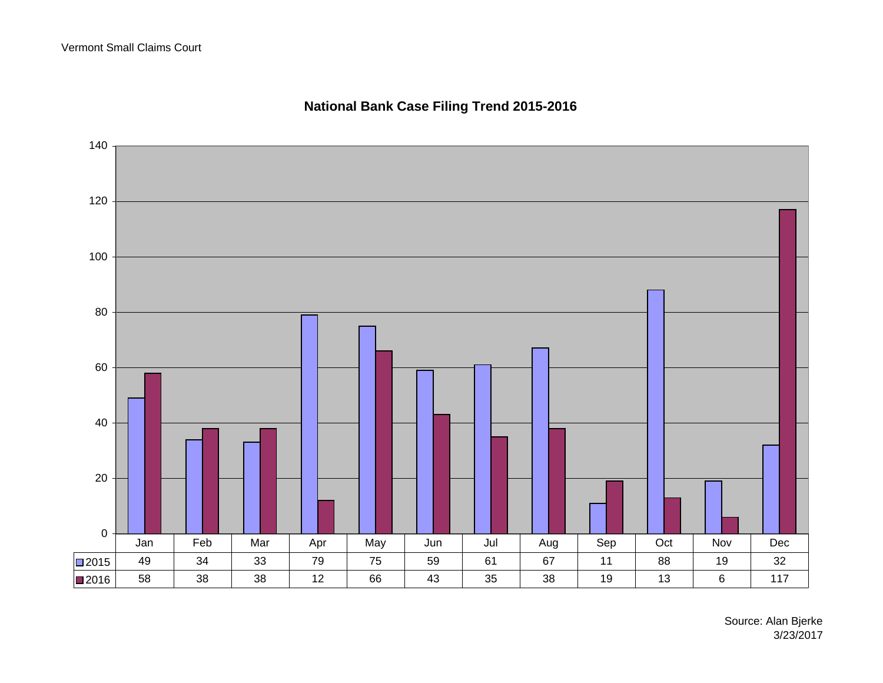Vermont Small Claims Court

## National Bank Case Filing Trend 2015-2016

| | Jan | Feb | Mar | Apr | May | Jun | Jul | Aug | Sep | Oct | Nov | Dec |
|---|---|---|---|---|---|---|---|---|---|---|---|---|
| 2015 | 49 | 34 | 33 | 79 | 75 | 59 | 61 | 67 | 11 | 88 | 19 | 32 |
| 2016 | 58 | 38 | 38 | 12 | 66 | 43 | 35 | 38 | 19 | 13 | 6 | 117 |

Source: Alan Bjerke
3/23/2017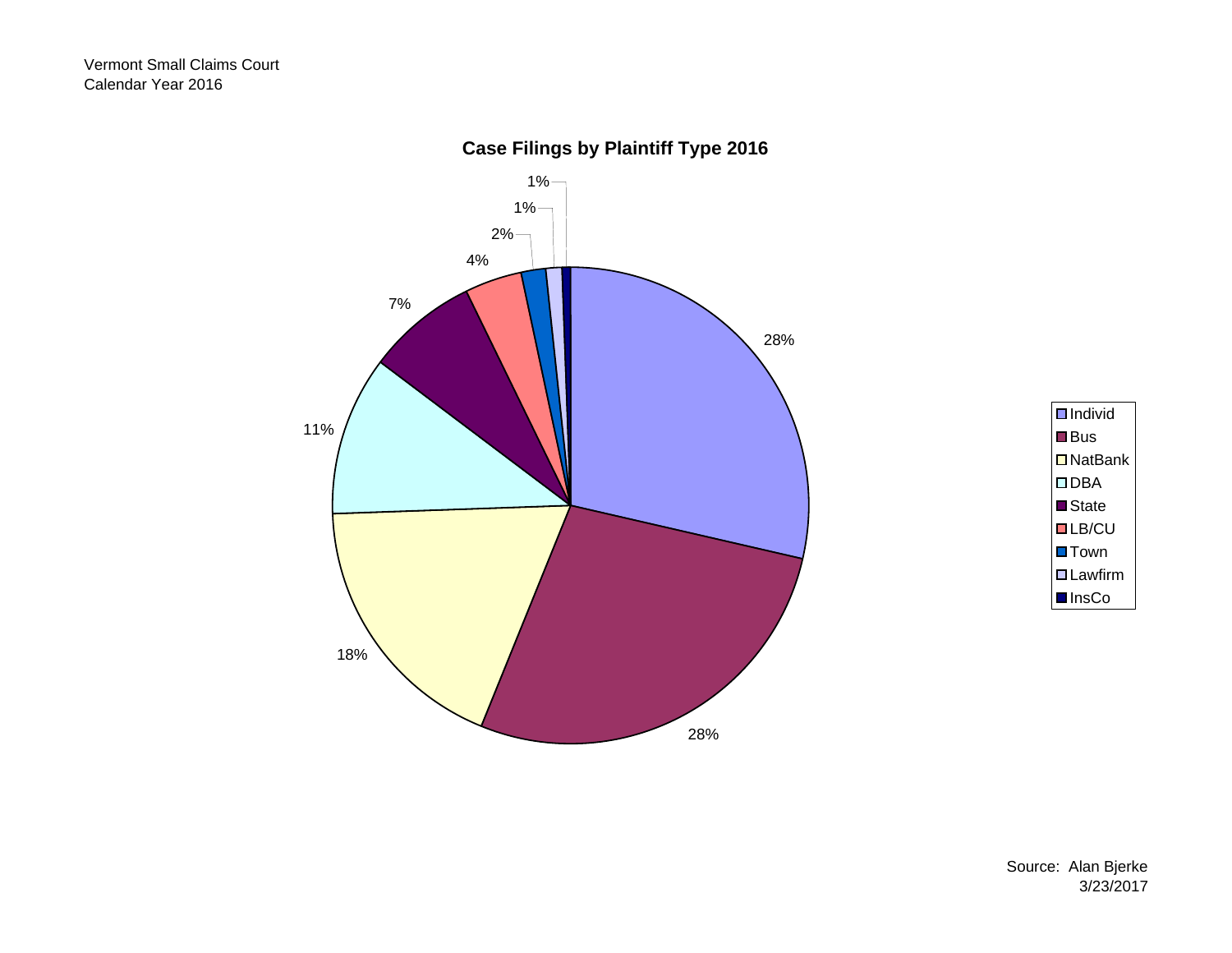Vermont Small Claims Court
Calendar Year 2016

## Case Filings by Plaintiff Type 2016

| Plaintiff Type | Percent |
|---|---|
| Individ | 28% |
| Bus | 28% |
| NatBank | 18% |
| DBA | 11% |
| State | 7% |
| LB/CU | 4% |
| Town | 2% |
| Lawfirm | 1% |
| InsCo | 1% |

Source: Alan Bjerke
3/23/2017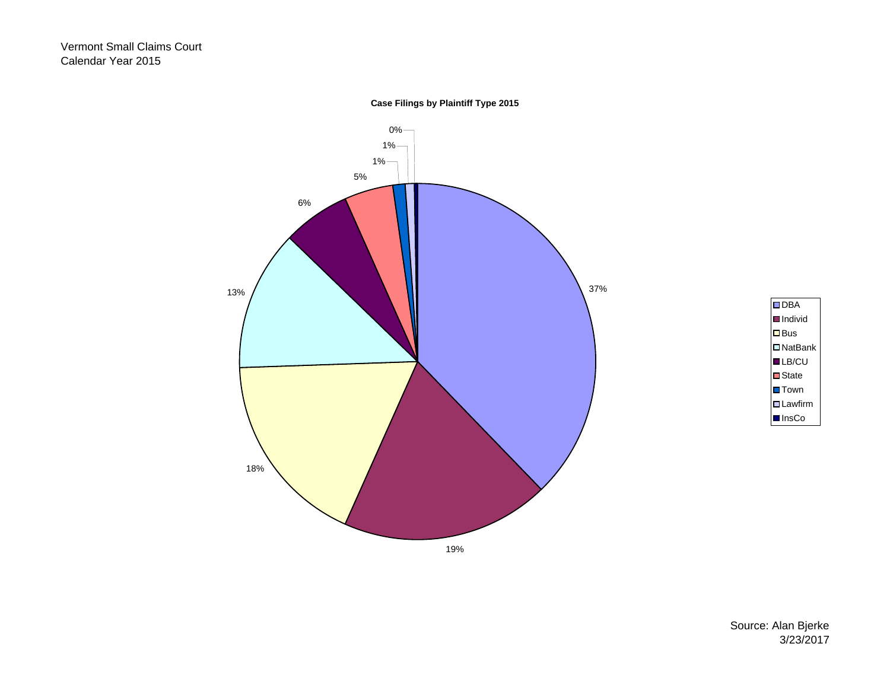Vermont Small Claims Court
Calendar Year 2015

**Case Filings by Plaintiff Type 2015**

| Plaintiff Type | Percent |
| --- | --- |
| DBA | 37% |
| Individ | 19% |
| Bus | 18% |
| NatBank | 13% |
| LB/CU | 6% |
| State | 5% |
| Town | 1% |
| Lawfirm | 1% |
| InsCo | 0% |

Source: Alan Bjerke
3/23/2017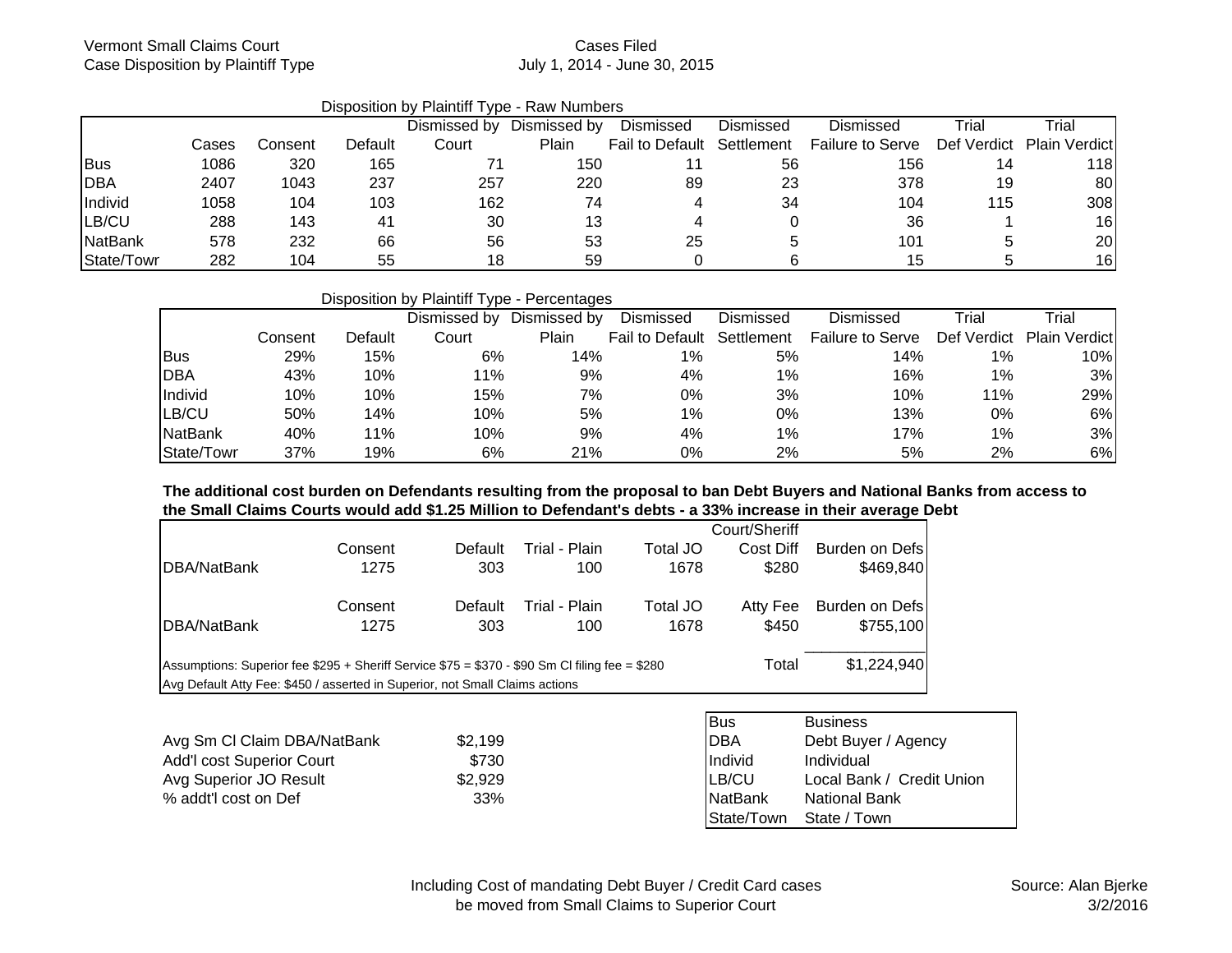Vermont Small Claims Court
Case Disposition by Plaintiff Type

Cases Filed
July 1, 2014 - June 30, 2015

Disposition by Plaintiff Type - Raw Numbers

| | Cases | Consent | Default | Dismissed by Court | Dismissed by Plain | Dismissed Fail to Default | Dismissed Settlement | Dismissed Failure to Serve | Trial Def Verdict | Trial Plain Verdict |
|---|---|---|---|---|---|---|---|---|---|---|
| Bus | 1086 | 320 | 165 | 71 | 150 | 11 | 56 | 156 | 14 | 118 |
| DBA | 2407 | 1043 | 237 | 257 | 220 | 89 | 23 | 378 | 19 | 80 |
| Individ | 1058 | 104 | 103 | 162 | 74 | 4 | 34 | 104 | 115 | 308 |
| LB/CU | 288 | 143 | 41 | 30 | 13 | 4 | 0 | 36 | 1 | 16 |
| NatBank | 578 | 232 | 66 | 56 | 53 | 25 | 5 | 101 | 5 | 20 |
| State/Towr | 282 | 104 | 55 | 18 | 59 | 0 | 6 | 15 | 5 | 16 |

Disposition by Plaintiff Type - Percentages

| | Consent | Default | Dismissed by Court | Dismissed by Plain | Dismissed Fail to Default | Dismissed Settlement | Dismissed Failure to Serve | Trial Def Verdict | Trial Plain Verdict |
|---|---|---|---|---|---|---|---|---|---|
| Bus | 29% | 15% | 6% | 14% | 1% | 5% | 14% | 1% | 10% |
| DBA | 43% | 10% | 11% | 9% | 4% | 1% | 16% | 1% | 3% |
| Individ | 10% | 10% | 15% | 7% | 0% | 3% | 10% | 11% | 29% |
| LB/CU | 50% | 14% | 10% | 5% | 1% | 0% | 13% | 0% | 6% |
| NatBank | 40% | 11% | 10% | 9% | 4% | 1% | 17% | 1% | 3% |
| State/Towr | 37% | 19% | 6% | 21% | 0% | 2% | 5% | 2% | 6% |

**The additional cost burden on Defendants resulting from the proposal to ban Debt Buyers and National Banks from access to the Small Claims Courts would add $1.25 Million to Defendant's debts - a 33% increase in their average Debt**

| | Consent | Default | Trial - Plain | Total JO | Court/Sheriff Cost Diff | Burden on Defs |
|---|---|---|---|---|---|---|
| DBA/NatBank | 1275 | 303 | 100 | 1678 | $280 | $469,840 |
| | Consent | Default | Trial - Plain | Total JO | Atty Fee | Burden on Defs |
| DBA/NatBank | 1275 | 303 | 100 | 1678 | $450 | $755,100 |
| | | | | | Total | $1,224,940 |

Assumptions: Superior fee $295 + Sheriff Service $75 = $370 - $90 Sm Cl filing fee = $280
Avg Default Atty Fee: $450 / asserted in Superior, not Small Claims actions

| | |
|---|---|
| Avg Sm Cl Claim DBA/NatBank | $2,199 |
| Add'l cost Superior Court | $730 |
| Avg Superior JO Result | $2,929 |
| % addt'l cost on Def | 33% |

| | |
|---|---|
| Bus | Business |
| DBA | Debt Buyer / Agency |
| Individ | Individual |
| LB/CU | Local Bank / Credit Union |
| NatBank | National Bank |
| State/Town | State / Town |

Including Cost of mandating Debt Buyer / Credit Card cases be moved from Small Claims to Superior Court

Source: Alan Bjerke
3/2/2016